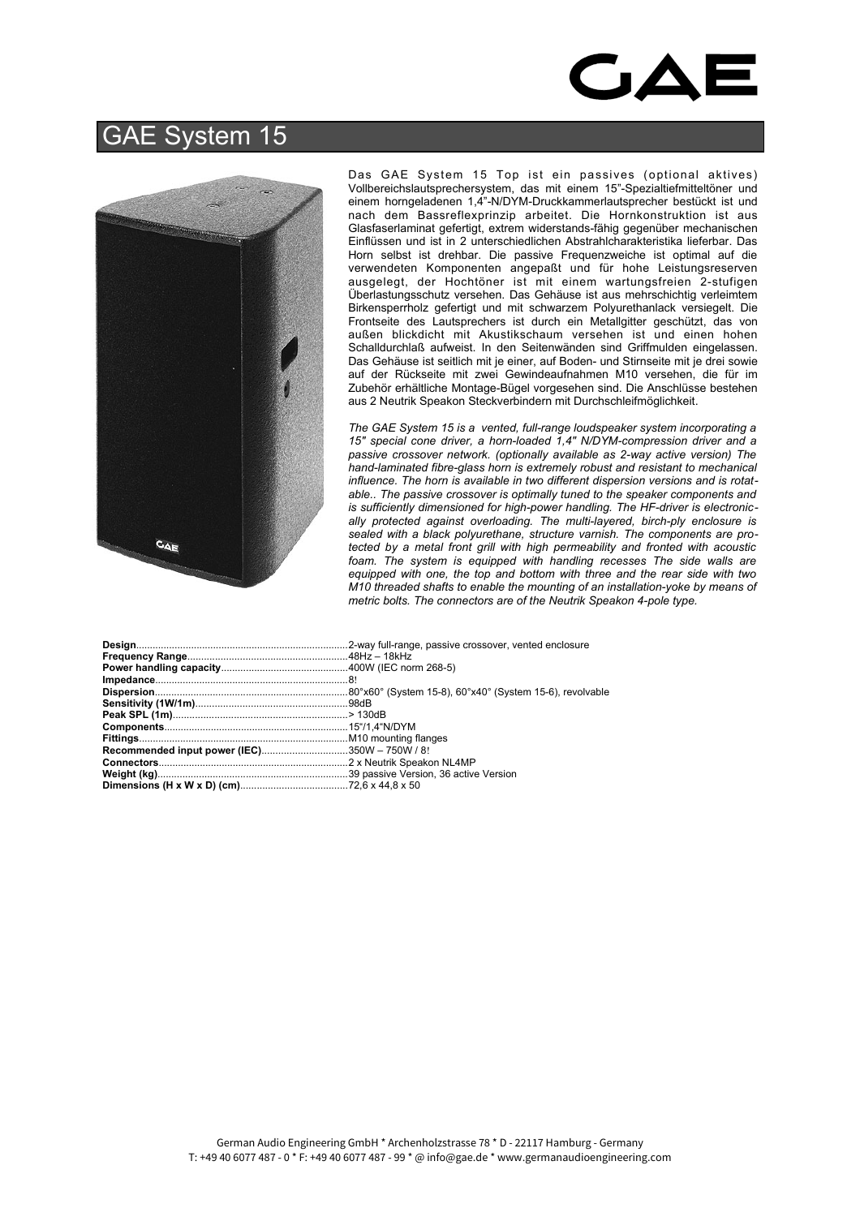GAE

# GAE System 15

Das GAE System 15 Top ist ein passives (optional aktives) Vollbereichslautsprechersystem, das mit einem 15"-Spezialtiefmitteltöner und einem horngeladenen 1,4"-N/DYM-Druckkammerlautsprecher bestückt ist und nach dem Bassreflexprinzip arbeitet. Die Hornkonstruktion ist aus Glasfaserlaminat gefertigt, extrem widerstands-fähig gegenüber mechanischen Einflüssen und ist in 2 unterschiedlichen Abstrahlcharakteristika lieferbar. Das Horn selbst ist drehbar. Die passive Frequenzweiche ist optimal auf die verwendeten Komponenten angepaßt und für hohe Leistungsreserven ausgelegt, der Hochtöner ist mit einem wartungsfreien 2-stufigen Überlastungsschutz versehen. Das Gehäuse ist aus mehrschichtig verleimtem Birkensperrholz gefertigt und mit schwarzem Polyurethanlack versiegelt. Die Frontseite des Lautsprechers ist durch ein Metallgitter geschützt, das von außen blickdicht mit Akustikschaum versehen ist und einen hohen Schalldurchlaß aufweist. In den Seitenwänden sind Griffmulden eingelassen. Das Gehäuse ist seitlich mit je einer, auf Boden- und Stirnseite mit je drei sowie auf der Rückseite mit zwei Gewindeaufnahmen M10 versehen, die für im Zubehör erhältliche Montage-Bügel vorgesehen sind. Die Anschlüsse bestehen aus 2 Neutrik Speakon Steckverbindern mit Durchschleifmöglichkeit.

*The GAE System 15 is a vented, full-range loudspeaker system incorporating a 15" special cone driver, a horn-loaded 1,4" N/DYM-compression driver and a passive crossover network. (optionally available as 2-way active version) The hand-laminated fibre-glass horn is extremely robust and resistant to mechanical influence. The horn is available in two different dispersion versions and is rotatable.. The passive crossover is optimally tuned to the speaker components and is sufficiently dimensioned for high-power handling. The HF-driver is electronically protected against overloading. The multi-layered, birch-ply enclosure is sealed with a black polyurethane, structure varnish. The components are protected by a metal front grill with high permeability and fronted with acoustic foam. The system is equipped with handling recesses The side walls are equipped with one, the top and bottom with three and the rear side with two M10 threaded shafts to enable the mounting of an installation-yoke by means of metric bolts. The connectors are of the Neutrik Speakon 4-pole type.*

| | |
|---|---|
| **Design** | 2-way full-range, passive crossover, vented enclosure |
| **Frequency Range** | 48Hz – 18kHz |
| **Power handling capacity** | 400W (IEC norm 268-5) |
| **Impedance** | 8Ω |
| **Dispersion** | 80°x60° (System 15-8), 60°x40° (System 15-6), revolvable |
| **Sensitivity (1W/1m)** | 98dB |
| **Peak SPL (1m)** | > 130dB |
| **Components** | 15"/1,4"N/DYM |
| **Fittings** | M10 mounting flanges |
| **Recommended input power (IEC)** | 350W – 750W / 8Ω |
| **Connectors** | 2 x Neutrik Speakon NL4MP |
| **Weight (kg)** | 39 passive Version, 36 active Version |
| **Dimensions (H x W x D) (cm)** | 72,6 x 44,8 x 50 |

German Audio Engineering GmbH * Archenholzstrasse 78 * D - 22117 Hamburg - Germany
T: +49 40 6077 487 - 0 * F: +49 40 6077 487 - 99 * @ info@gae.de * www.germanaudioengineering.com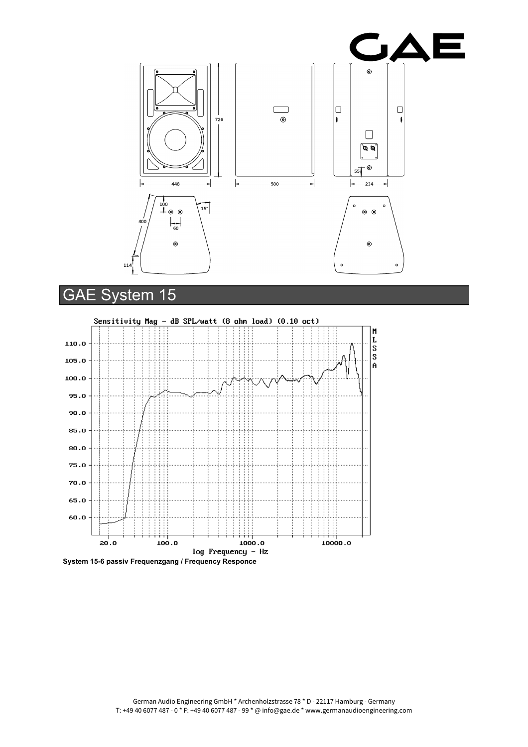GAE

726

448

500

234

55

100

15°

400

60

114

# GAE System 15

Sensitivity Mag - dB SPL/watt (8 ohm load) (0.10 oct)

110.0
105.0
100.0
95.0
90.0
85.0
80.0
75.0
70.0
65.0
60.0

20.0
100.0
1000.0
10000.0

log Frequency - Hz

MLSSA

**System 15-6 passiv Frequenzgang / Frequency Responce**

German Audio Engineering GmbH * Archenholzstrasse 78 * D - 22117 Hamburg - Germany
T: +49 40 6077 487 - 0 * F: +49 40 6077 487 - 99 * @ info@gae.de * www.germanaudioengineering.com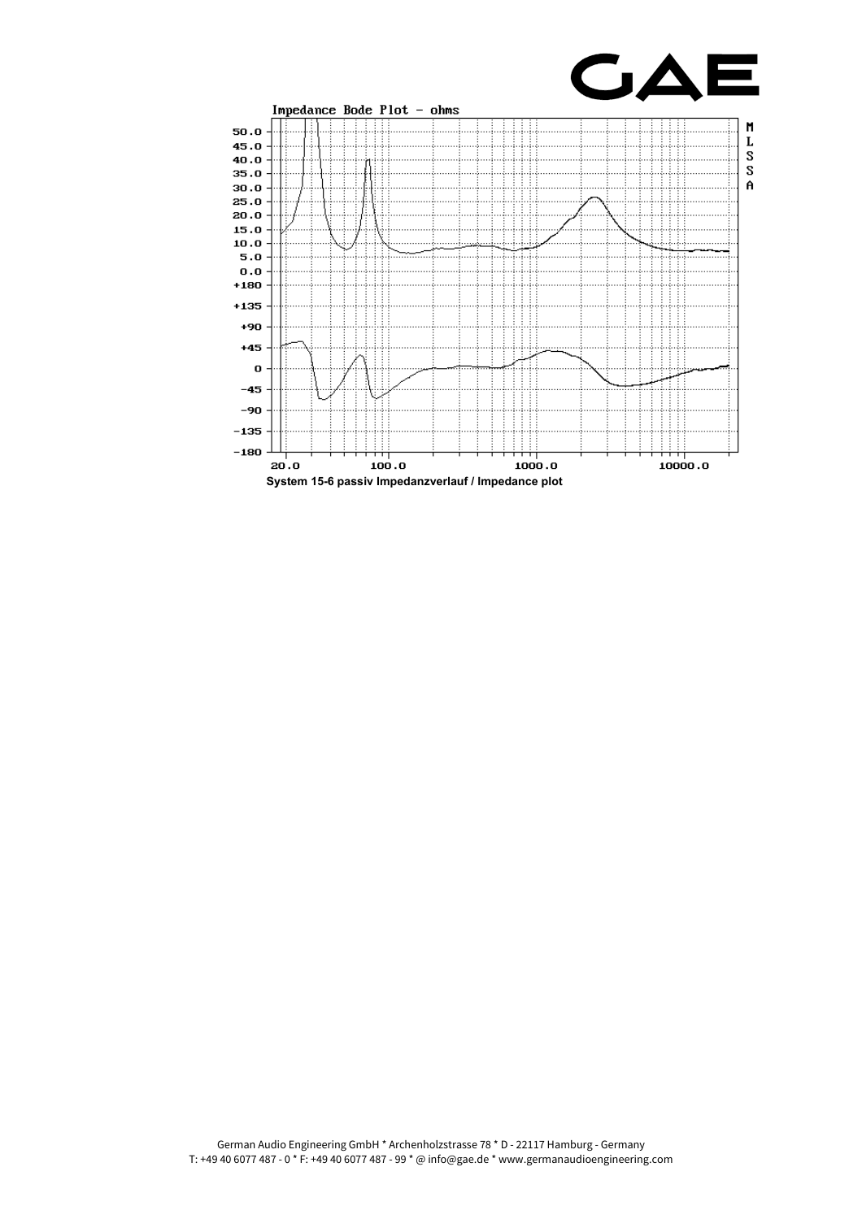GAE

Impedance Bode Plot - ohms

50.0
45.0
40.0
35.0
30.0
25.0
20.0
15.0
10.0
5.0
0.0
+180
+135
+90
+45
0
-45
-90
-135
-180

20.0
100.0
1000.0
10000.0

M L S S A

**System 15-6 passiv Impedanzverlauf / Impedance plot**

German Audio Engineering GmbH * Archenholzstrasse 78 * D - 22117 Hamburg - Germany
T: +49 40 6077 487 - 0 * F: +49 40 6077 487 - 99 * @ info@gae.de * www.germanaudioengineering.com